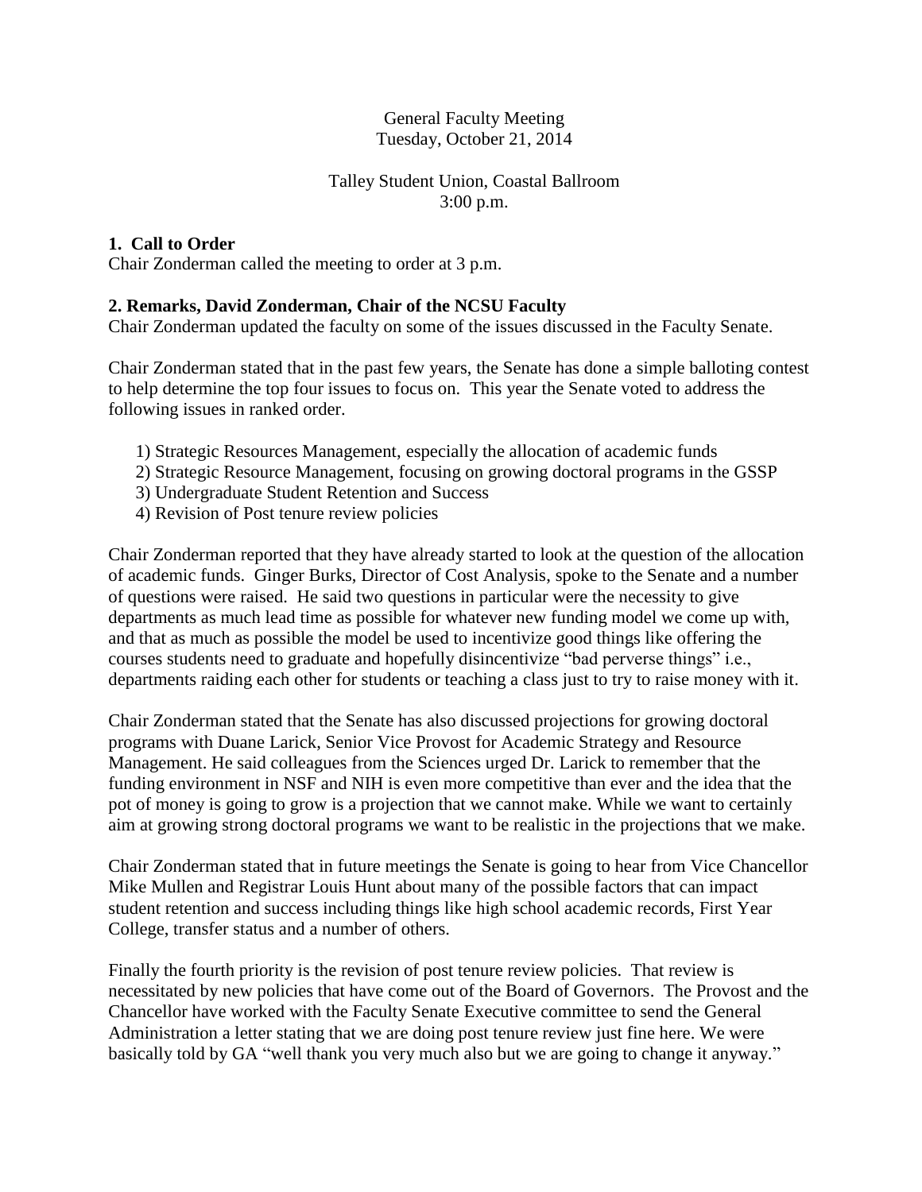General Faculty Meeting
Tuesday, October 21, 2014

Talley Student Union, Coastal Ballroom
3:00 p.m.

**1. Call to Order**
Chair Zonderman called the meeting to order at 3 p.m.

**2. Remarks, David Zonderman, Chair of the NCSU Faculty**
Chair Zonderman updated the faculty on some of the issues discussed in the Faculty Senate.

Chair Zonderman stated that in the past few years, the Senate has done a simple balloting contest to help determine the top four issues to focus on. This year the Senate voted to address the following issues in ranked order.

1) Strategic Resources Management, especially the allocation of academic funds
2) Strategic Resource Management, focusing on growing doctoral programs in the GSSP
3) Undergraduate Student Retention and Success
4) Revision of Post tenure review policies

Chair Zonderman reported that they have already started to look at the question of the allocation of academic funds. Ginger Burks, Director of Cost Analysis, spoke to the Senate and a number of questions were raised. He said two questions in particular were the necessity to give departments as much lead time as possible for whatever new funding model we come up with, and that as much as possible the model be used to incentivize good things like offering the courses students need to graduate and hopefully disincentivize "bad perverse things" i.e., departments raiding each other for students or teaching a class just to try to raise money with it.

Chair Zonderman stated that the Senate has also discussed projections for growing doctoral programs with Duane Larick, Senior Vice Provost for Academic Strategy and Resource Management. He said colleagues from the Sciences urged Dr. Larick to remember that the funding environment in NSF and NIH is even more competitive than ever and the idea that the pot of money is going to grow is a projection that we cannot make. While we want to certainly aim at growing strong doctoral programs we want to be realistic in the projections that we make.

Chair Zonderman stated that in future meetings the Senate is going to hear from Vice Chancellor Mike Mullen and Registrar Louis Hunt about many of the possible factors that can impact student retention and success including things like high school academic records, First Year College, transfer status and a number of others.

Finally the fourth priority is the revision of post tenure review policies. That review is necessitated by new policies that have come out of the Board of Governors. The Provost and the Chancellor have worked with the Faculty Senate Executive committee to send the General Administration a letter stating that we are doing post tenure review just fine here. We were basically told by GA "well thank you very much also but we are going to change it anyway."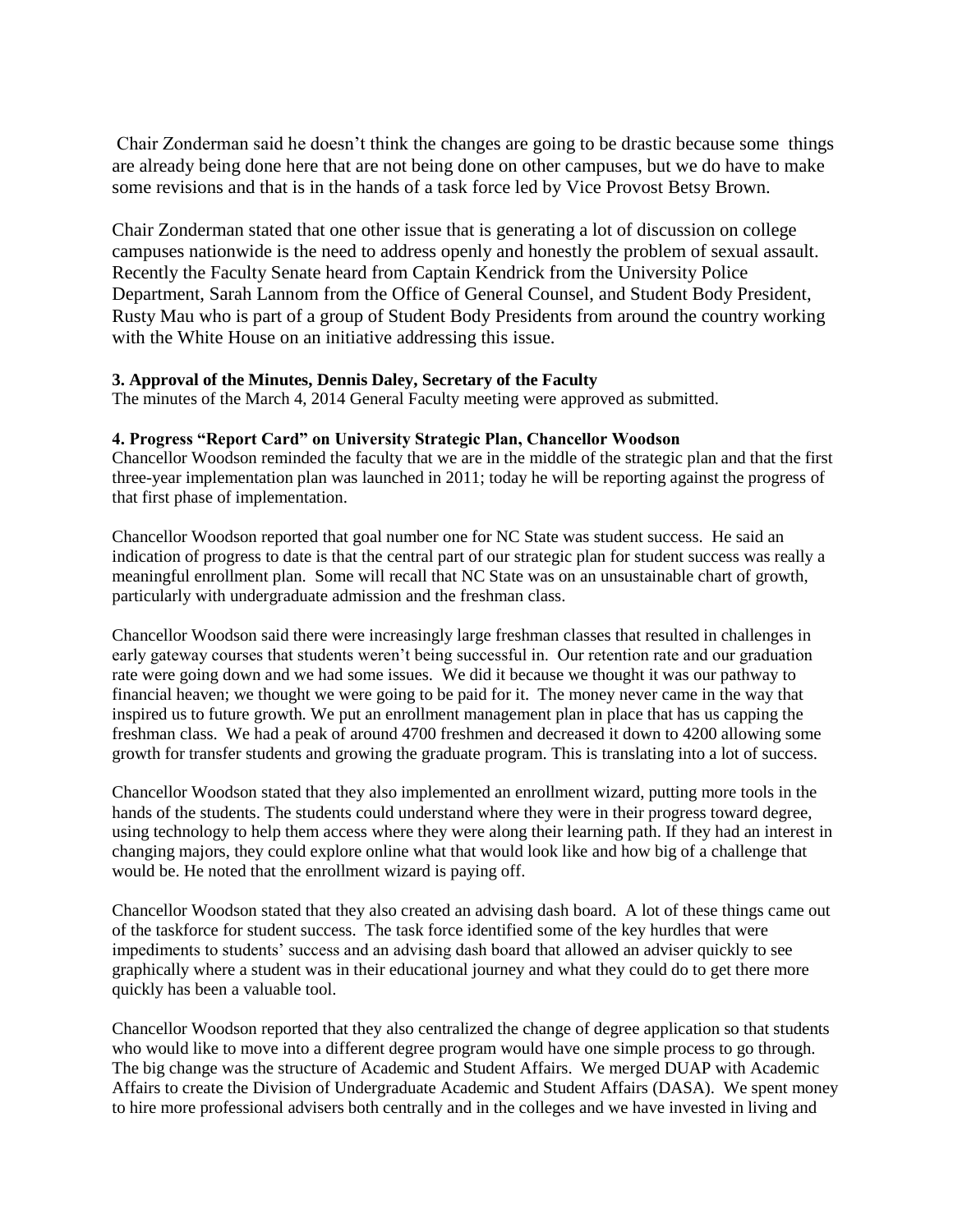Chair Zonderman said he doesn't think the changes are going to be drastic because some things are already being done here that are not being done on other campuses, but we do have to make some revisions and that is in the hands of a task force led by Vice Provost Betsy Brown.

Chair Zonderman stated that one other issue that is generating a lot of discussion on college campuses nationwide is the need to address openly and honestly the problem of sexual assault. Recently the Faculty Senate heard from Captain Kendrick from the University Police Department, Sarah Lannom from the Office of General Counsel, and Student Body President, Rusty Mau who is part of a group of Student Body Presidents from around the country working with the White House on an initiative addressing this issue.

**3. Approval of the Minutes, Dennis Daley, Secretary of the Faculty**
The minutes of the March 4, 2014 General Faculty meeting were approved as submitted.

**4. Progress "Report Card" on University Strategic Plan, Chancellor Woodson**
Chancellor Woodson reminded the faculty that we are in the middle of the strategic plan and that the first three-year implementation plan was launched in 2011; today he will be reporting against the progress of that first phase of implementation.

Chancellor Woodson reported that goal number one for NC State was student success. He said an indication of progress to date is that the central part of our strategic plan for student success was really a meaningful enrollment plan. Some will recall that NC State was on an unsustainable chart of growth, particularly with undergraduate admission and the freshman class.

Chancellor Woodson said there were increasingly large freshman classes that resulted in challenges in early gateway courses that students weren't being successful in. Our retention rate and our graduation rate were going down and we had some issues. We did it because we thought it was our pathway to financial heaven; we thought we were going to be paid for it. The money never came in the way that inspired us to future growth. We put an enrollment management plan in place that has us capping the freshman class. We had a peak of around 4700 freshmen and decreased it down to 4200 allowing some growth for transfer students and growing the graduate program. This is translating into a lot of success.

Chancellor Woodson stated that they also implemented an enrollment wizard, putting more tools in the hands of the students. The students could understand where they were in their progress toward degree, using technology to help them access where they were along their learning path. If they had an interest in changing majors, they could explore online what that would look like and how big of a challenge that would be. He noted that the enrollment wizard is paying off.

Chancellor Woodson stated that they also created an advising dash board. A lot of these things came out of the taskforce for student success. The task force identified some of the key hurdles that were impediments to students' success and an advising dash board that allowed an adviser quickly to see graphically where a student was in their educational journey and what they could do to get there more quickly has been a valuable tool.

Chancellor Woodson reported that they also centralized the change of degree application so that students who would like to move into a different degree program would have one simple process to go through. The big change was the structure of Academic and Student Affairs. We merged DUAP with Academic Affairs to create the Division of Undergraduate Academic and Student Affairs (DASA). We spent money to hire more professional advisers both centrally and in the colleges and we have invested in living and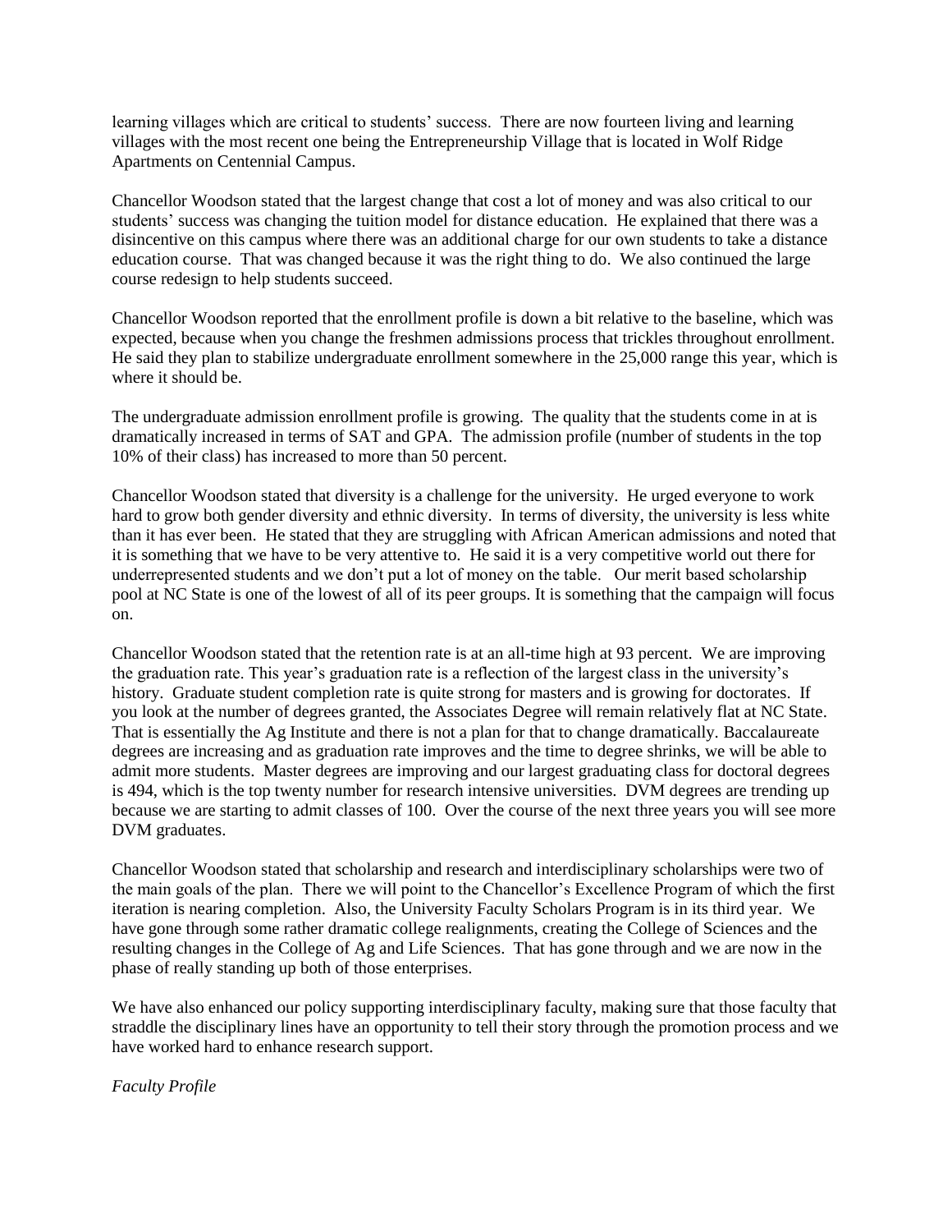learning villages which are critical to students' success. There are now fourteen living and learning villages with the most recent one being the Entrepreneurship Village that is located in Wolf Ridge Apartments on Centennial Campus.

Chancellor Woodson stated that the largest change that cost a lot of money and was also critical to our students' success was changing the tuition model for distance education. He explained that there was a disincentive on this campus where there was an additional charge for our own students to take a distance education course. That was changed because it was the right thing to do. We also continued the large course redesign to help students succeed.

Chancellor Woodson reported that the enrollment profile is down a bit relative to the baseline, which was expected, because when you change the freshmen admissions process that trickles throughout enrollment. He said they plan to stabilize undergraduate enrollment somewhere in the 25,000 range this year, which is where it should be.

The undergraduate admission enrollment profile is growing. The quality that the students come in at is dramatically increased in terms of SAT and GPA. The admission profile (number of students in the top 10% of their class) has increased to more than 50 percent.

Chancellor Woodson stated that diversity is a challenge for the university. He urged everyone to work hard to grow both gender diversity and ethnic diversity. In terms of diversity, the university is less white than it has ever been. He stated that they are struggling with African American admissions and noted that it is something that we have to be very attentive to. He said it is a very competitive world out there for underrepresented students and we don't put a lot of money on the table. Our merit based scholarship pool at NC State is one of the lowest of all of its peer groups. It is something that the campaign will focus on.

Chancellor Woodson stated that the retention rate is at an all-time high at 93 percent. We are improving the graduation rate. This year's graduation rate is a reflection of the largest class in the university's history. Graduate student completion rate is quite strong for masters and is growing for doctorates. If you look at the number of degrees granted, the Associates Degree will remain relatively flat at NC State. That is essentially the Ag Institute and there is not a plan for that to change dramatically. Baccalaureate degrees are increasing and as graduation rate improves and the time to degree shrinks, we will be able to admit more students. Master degrees are improving and our largest graduating class for doctoral degrees is 494, which is the top twenty number for research intensive universities. DVM degrees are trending up because we are starting to admit classes of 100. Over the course of the next three years you will see more DVM graduates.

Chancellor Woodson stated that scholarship and research and interdisciplinary scholarships were two of the main goals of the plan. There we will point to the Chancellor's Excellence Program of which the first iteration is nearing completion. Also, the University Faculty Scholars Program is in its third year. We have gone through some rather dramatic college realignments, creating the College of Sciences and the resulting changes in the College of Ag and Life Sciences. That has gone through and we are now in the phase of really standing up both of those enterprises.

We have also enhanced our policy supporting interdisciplinary faculty, making sure that those faculty that straddle the disciplinary lines have an opportunity to tell their story through the promotion process and we have worked hard to enhance research support.

*Faculty Profile*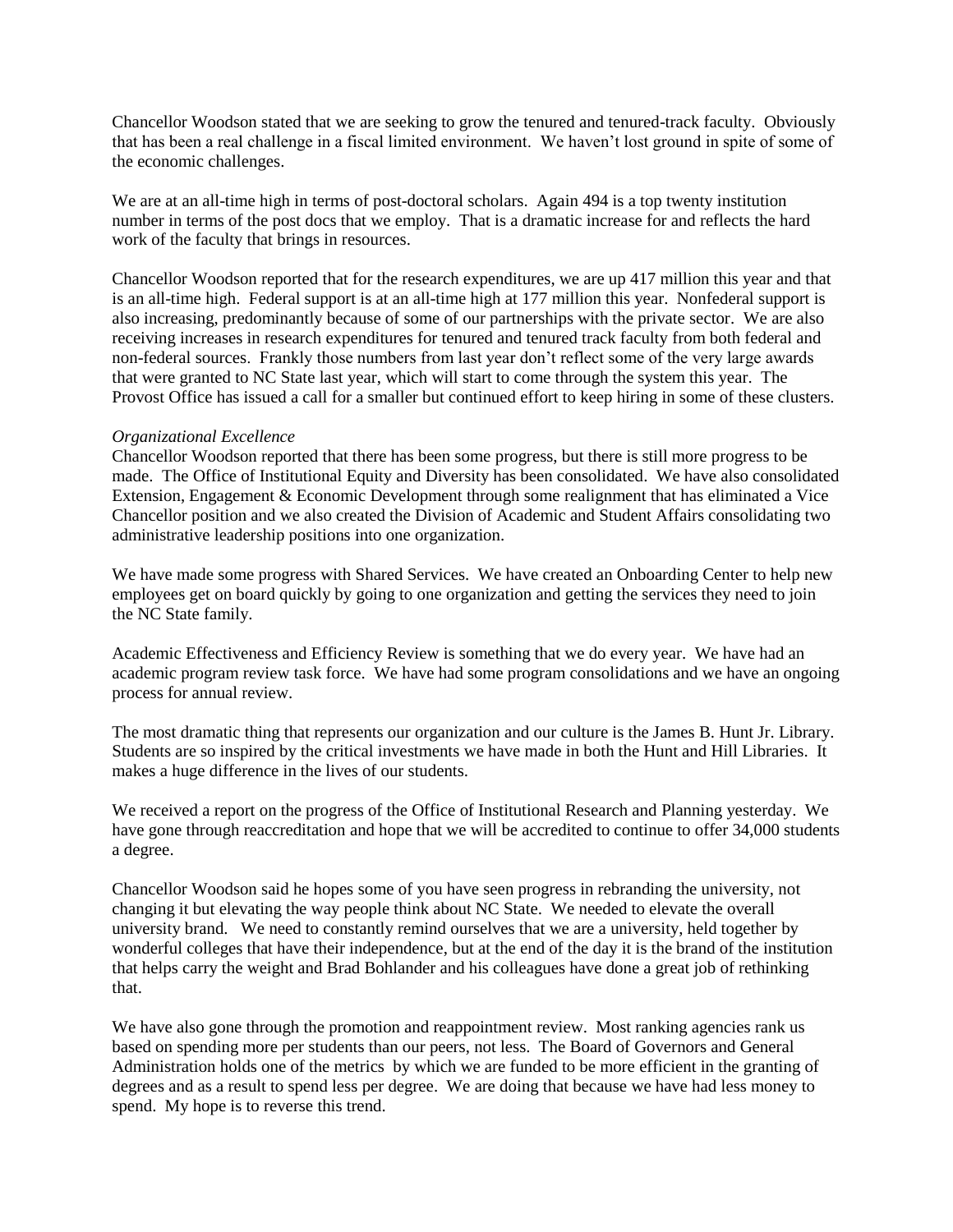Chancellor Woodson stated that we are seeking to grow the tenured and tenured-track faculty. Obviously that has been a real challenge in a fiscal limited environment. We haven't lost ground in spite of some of the economic challenges.

We are at an all-time high in terms of post-doctoral scholars. Again 494 is a top twenty institution number in terms of the post docs that we employ. That is a dramatic increase for and reflects the hard work of the faculty that brings in resources.

Chancellor Woodson reported that for the research expenditures, we are up 417 million this year and that is an all-time high. Federal support is at an all-time high at 177 million this year. Nonfederal support is also increasing, predominantly because of some of our partnerships with the private sector. We are also receiving increases in research expenditures for tenured and tenured track faculty from both federal and non-federal sources. Frankly those numbers from last year don't reflect some of the very large awards that were granted to NC State last year, which will start to come through the system this year. The Provost Office has issued a call for a smaller but continued effort to keep hiring in some of these clusters.

*Organizational Excellence*
Chancellor Woodson reported that there has been some progress, but there is still more progress to be made. The Office of Institutional Equity and Diversity has been consolidated. We have also consolidated Extension, Engagement & Economic Development through some realignment that has eliminated a Vice Chancellor position and we also created the Division of Academic and Student Affairs consolidating two administrative leadership positions into one organization.

We have made some progress with Shared Services. We have created an Onboarding Center to help new employees get on board quickly by going to one organization and getting the services they need to join the NC State family.

Academic Effectiveness and Efficiency Review is something that we do every year. We have had an academic program review task force. We have had some program consolidations and we have an ongoing process for annual review.

The most dramatic thing that represents our organization and our culture is the James B. Hunt Jr. Library. Students are so inspired by the critical investments we have made in both the Hunt and Hill Libraries. It makes a huge difference in the lives of our students.

We received a report on the progress of the Office of Institutional Research and Planning yesterday. We have gone through reaccreditation and hope that we will be accredited to continue to offer 34,000 students a degree.

Chancellor Woodson said he hopes some of you have seen progress in rebranding the university, not changing it but elevating the way people think about NC State. We needed to elevate the overall university brand. We need to constantly remind ourselves that we are a university, held together by wonderful colleges that have their independence, but at the end of the day it is the brand of the institution that helps carry the weight and Brad Bohlander and his colleagues have done a great job of rethinking that.

We have also gone through the promotion and reappointment review. Most ranking agencies rank us based on spending more per students than our peers, not less. The Board of Governors and General Administration holds one of the metrics by which we are funded to be more efficient in the granting of degrees and as a result to spend less per degree. We are doing that because we have had less money to spend. My hope is to reverse this trend.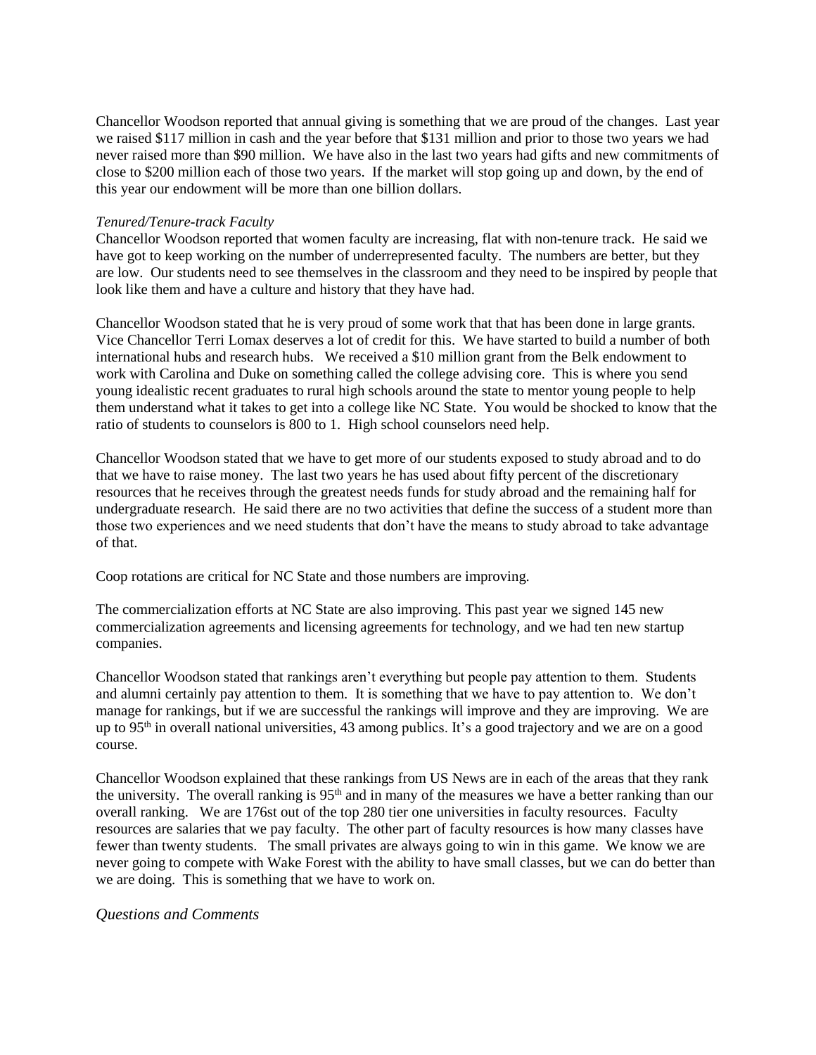Chancellor Woodson reported that annual giving is something that we are proud of the changes. Last year we raised $117 million in cash and the year before that $131 million and prior to those two years we had never raised more than $90 million. We have also in the last two years had gifts and new commitments of close to $200 million each of those two years. If the market will stop going up and down, by the end of this year our endowment will be more than one billion dollars.

*Tenured/Tenure-track Faculty*

Chancellor Woodson reported that women faculty are increasing, flat with non-tenure track. He said we have got to keep working on the number of underrepresented faculty. The numbers are better, but they are low. Our students need to see themselves in the classroom and they need to be inspired by people that look like them and have a culture and history that they have had.

Chancellor Woodson stated that he is very proud of some work that that has been done in large grants. Vice Chancellor Terri Lomax deserves a lot of credit for this. We have started to build a number of both international hubs and research hubs. We received a $10 million grant from the Belk endowment to work with Carolina and Duke on something called the college advising core. This is where you send young idealistic recent graduates to rural high schools around the state to mentor young people to help them understand what it takes to get into a college like NC State. You would be shocked to know that the ratio of students to counselors is 800 to 1. High school counselors need help.

Chancellor Woodson stated that we have to get more of our students exposed to study abroad and to do that we have to raise money. The last two years he has used about fifty percent of the discretionary resources that he receives through the greatest needs funds for study abroad and the remaining half for undergraduate research. He said there are no two activities that define the success of a student more than those two experiences and we need students that don't have the means to study abroad to take advantage of that.

Coop rotations are critical for NC State and those numbers are improving.

The commercialization efforts at NC State are also improving. This past year we signed 145 new commercialization agreements and licensing agreements for technology, and we had ten new startup companies.

Chancellor Woodson stated that rankings aren't everything but people pay attention to them. Students and alumni certainly pay attention to them. It is something that we have to pay attention to. We don't manage for rankings, but if we are successful the rankings will improve and they are improving. We are up to 95th in overall national universities, 43 among publics. It's a good trajectory and we are on a good course.

Chancellor Woodson explained that these rankings from US News are in each of the areas that they rank the university. The overall ranking is 95th and in many of the measures we have a better ranking than our overall ranking. We are 176st out of the top 280 tier one universities in faculty resources. Faculty resources are salaries that we pay faculty. The other part of faculty resources is how many classes have fewer than twenty students. The small privates are always going to win in this game. We know we are never going to compete with Wake Forest with the ability to have small classes, but we can do better than we are doing. This is something that we have to work on.

*Questions and Comments*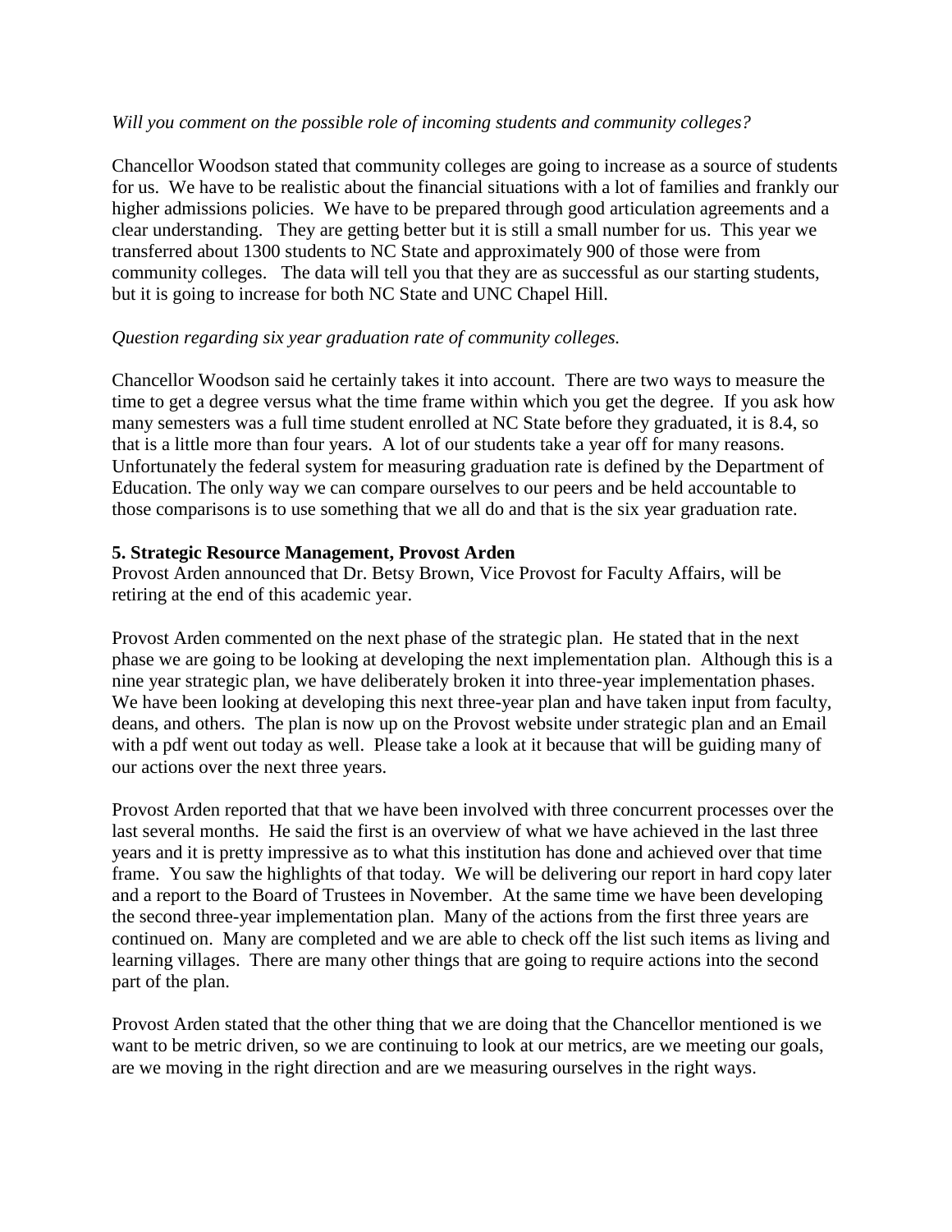*Will you comment on the possible role of incoming students and community colleges?*

Chancellor Woodson stated that community colleges are going to increase as a source of students for us. We have to be realistic about the financial situations with a lot of families and frankly our higher admissions policies. We have to be prepared through good articulation agreements and a clear understanding. They are getting better but it is still a small number for us. This year we transferred about 1300 students to NC State and approximately 900 of those were from community colleges. The data will tell you that they are as successful as our starting students, but it is going to increase for both NC State and UNC Chapel Hill.

*Question regarding six year graduation rate of community colleges.*

Chancellor Woodson said he certainly takes it into account. There are two ways to measure the time to get a degree versus what the time frame within which you get the degree. If you ask how many semesters was a full time student enrolled at NC State before they graduated, it is 8.4, so that is a little more than four years. A lot of our students take a year off for many reasons. Unfortunately the federal system for measuring graduation rate is defined by the Department of Education. The only way we can compare ourselves to our peers and be held accountable to those comparisons is to use something that we all do and that is the six year graduation rate.

**5. Strategic Resource Management, Provost Arden**

Provost Arden announced that Dr. Betsy Brown, Vice Provost for Faculty Affairs, will be retiring at the end of this academic year.

Provost Arden commented on the next phase of the strategic plan. He stated that in the next phase we are going to be looking at developing the next implementation plan. Although this is a nine year strategic plan, we have deliberately broken it into three-year implementation phases. We have been looking at developing this next three-year plan and have taken input from faculty, deans, and others. The plan is now up on the Provost website under strategic plan and an Email with a pdf went out today as well. Please take a look at it because that will be guiding many of our actions over the next three years.

Provost Arden reported that that we have been involved with three concurrent processes over the last several months. He said the first is an overview of what we have achieved in the last three years and it is pretty impressive as to what this institution has done and achieved over that time frame. You saw the highlights of that today. We will be delivering our report in hard copy later and a report to the Board of Trustees in November. At the same time we have been developing the second three-year implementation plan. Many of the actions from the first three years are continued on. Many are completed and we are able to check off the list such items as living and learning villages. There are many other things that are going to require actions into the second part of the plan.

Provost Arden stated that the other thing that we are doing that the Chancellor mentioned is we want to be metric driven, so we are continuing to look at our metrics, are we meeting our goals, are we moving in the right direction and are we measuring ourselves in the right ways.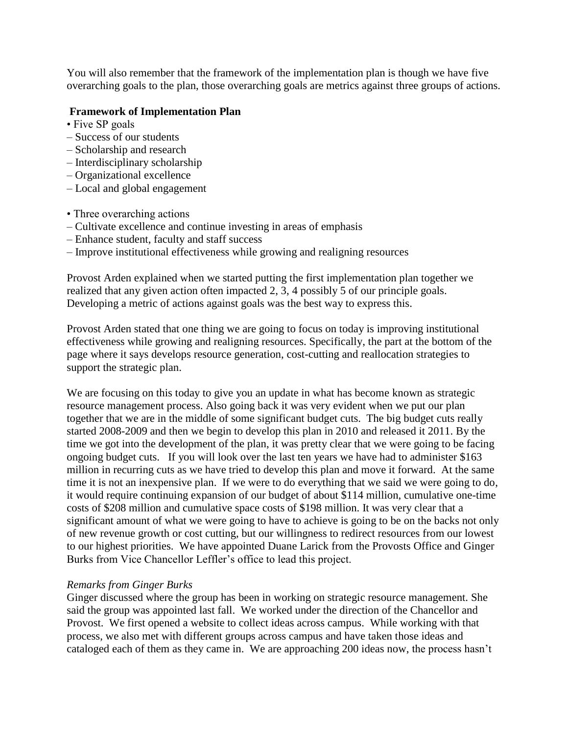You will also remember that the framework of the implementation plan is though we have five overarching goals to the plan, those overarching goals are metrics against three groups of actions.

**Framework of Implementation Plan**

- Five SP goals
  - Success of our students
  - Scholarship and research
  - Interdisciplinary scholarship
  - Organizational excellence
  - Local and global engagement

- Three overarching actions
  - Cultivate excellence and continue investing in areas of emphasis
  - Enhance student, faculty and staff success
  - Improve institutional effectiveness while growing and realigning resources

Provost Arden explained when we started putting the first implementation plan together we realized that any given action often impacted 2, 3, 4 possibly 5 of our principle goals. Developing a metric of actions against goals was the best way to express this.

Provost Arden stated that one thing we are going to focus on today is improving institutional effectiveness while growing and realigning resources. Specifically, the part at the bottom of the page where it says develops resource generation, cost-cutting and reallocation strategies to support the strategic plan.

We are focusing on this today to give you an update in what has become known as strategic resource management process. Also going back it was very evident when we put our plan together that we are in the middle of some significant budget cuts. The big budget cuts really started 2008-2009 and then we begin to develop this plan in 2010 and released it 2011. By the time we got into the development of the plan, it was pretty clear that we were going to be facing ongoing budget cuts. If you will look over the last ten years we have had to administer $163 million in recurring cuts as we have tried to develop this plan and move it forward. At the same time it is not an inexpensive plan. If we were to do everything that we said we were going to do, it would require continuing expansion of our budget of about $114 million, cumulative one-time costs of $208 million and cumulative space costs of $198 million. It was very clear that a significant amount of what we were going to have to achieve is going to be on the backs not only of new revenue growth or cost cutting, but our willingness to redirect resources from our lowest to our highest priorities. We have appointed Duane Larick from the Provosts Office and Ginger Burks from Vice Chancellor Leffler's office to lead this project.

*Remarks from Ginger Burks*

Ginger discussed where the group has been in working on strategic resource management. She said the group was appointed last fall. We worked under the direction of the Chancellor and Provost. We first opened a website to collect ideas across campus. While working with that process, we also met with different groups across campus and have taken those ideas and cataloged each of them as they came in. We are approaching 200 ideas now, the process hasn't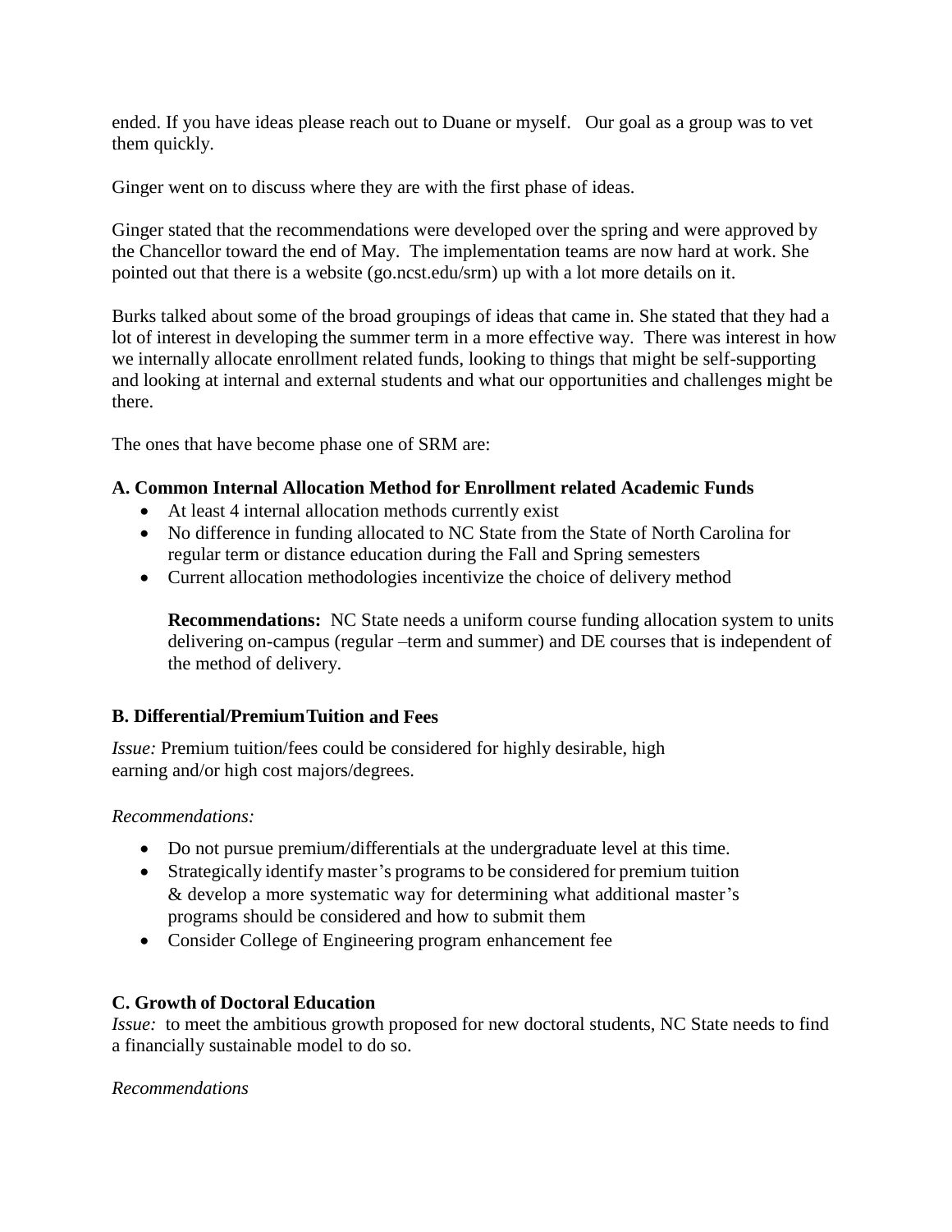ended. If you have ideas please reach out to Duane or myself. Our goal as a group was to vet them quickly.

Ginger went on to discuss where they are with the first phase of ideas.

Ginger stated that the recommendations were developed over the spring and were approved by the Chancellor toward the end of May. The implementation teams are now hard at work. She pointed out that there is a website (go.ncst.edu/srm) up with a lot more details on it.

Burks talked about some of the broad groupings of ideas that came in. She stated that they had a lot of interest in developing the summer term in a more effective way. There was interest in how we internally allocate enrollment related funds, looking to things that might be self-supporting and looking at internal and external students and what our opportunities and challenges might be there.

The ones that have become phase one of SRM are:

**A. Common Internal Allocation Method for Enrollment related Academic Funds**

- At least 4 internal allocation methods currently exist
- No difference in funding allocated to NC State from the State of North Carolina for regular term or distance education during the Fall and Spring semesters
- Current allocation methodologies incentivize the choice of delivery method

  **Recommendations:** NC State needs a uniform course funding allocation system to units delivering on-campus (regular –term and summer) and DE courses that is independent of the method of delivery.

**B. Differential/PremiumTuition and Fees**

*Issue:* Premium tuition/fees could be considered for highly desirable, high earning and/or high cost majors/degrees.

*Recommendations:*

- Do not pursue premium/differentials at the undergraduate level at this time.
- Strategically identify master's programs to be considered for premium tuition & develop a more systematic way for determining what additional master's programs should be considered and how to submit them
- Consider College of Engineering program enhancement fee

**C. Growth of Doctoral Education**

*Issue:* to meet the ambitious growth proposed for new doctoral students, NC State needs to find a financially sustainable model to do so.

*Recommendations*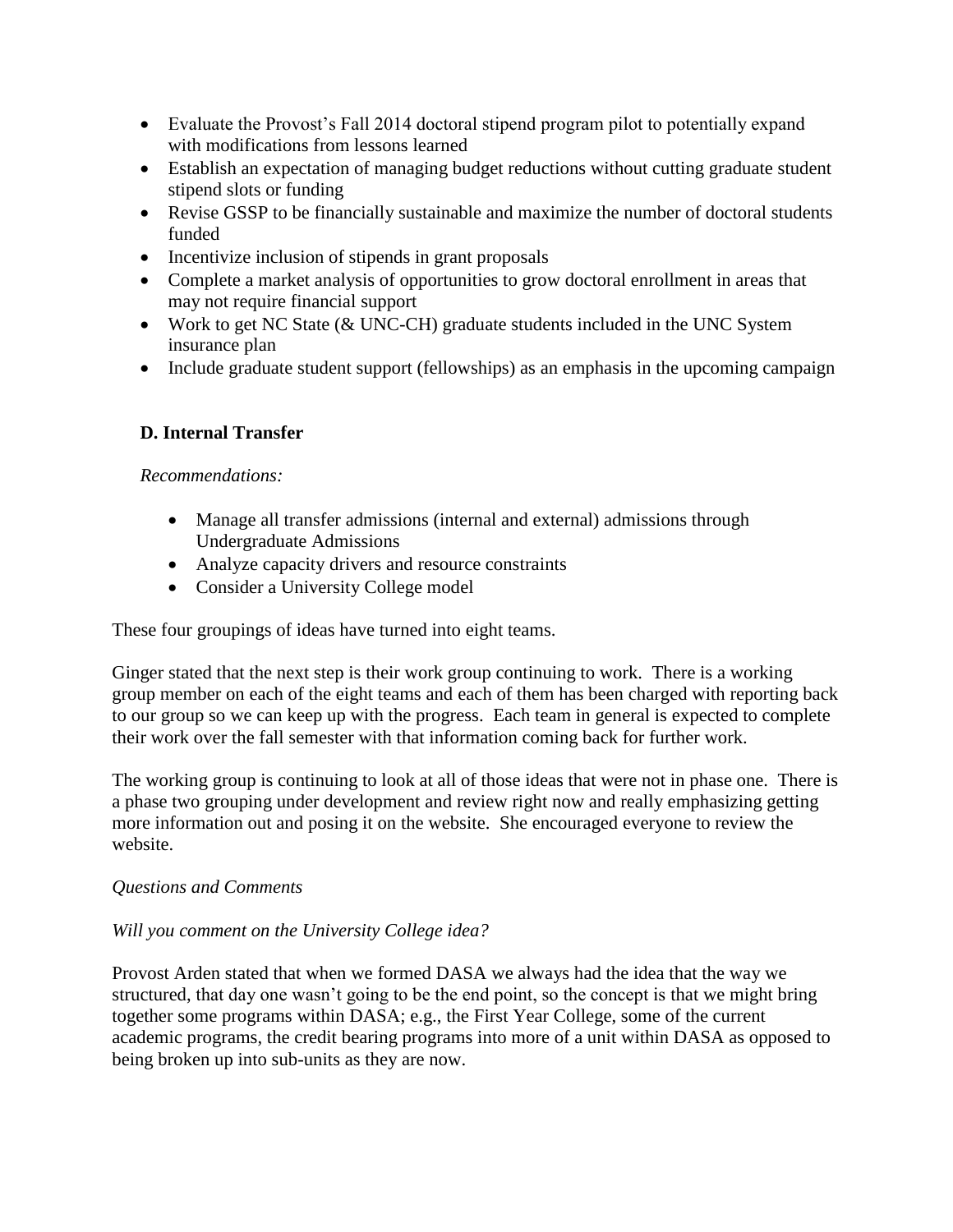- Evaluate the Provost's Fall 2014 doctoral stipend program pilot to potentially expand with modifications from lessons learned
- Establish an expectation of managing budget reductions without cutting graduate student stipend slots or funding
- Revise GSSP to be financially sustainable and maximize the number of doctoral students funded
- Incentivize inclusion of stipends in grant proposals
- Complete a market analysis of opportunities to grow doctoral enrollment in areas that may not require financial support
- Work to get NC State (& UNC-CH) graduate students included in the UNC System insurance plan
- Include graduate student support (fellowships) as an emphasis in the upcoming campaign

**D. Internal Transfer**

*Recommendations:*

- Manage all transfer admissions (internal and external) admissions through Undergraduate Admissions
- Analyze capacity drivers and resource constraints
- Consider a University College model

These four groupings of ideas have turned into eight teams.

Ginger stated that the next step is their work group continuing to work. There is a working group member on each of the eight teams and each of them has been charged with reporting back to our group so we can keep up with the progress. Each team in general is expected to complete their work over the fall semester with that information coming back for further work.

The working group is continuing to look at all of those ideas that were not in phase one. There is a phase two grouping under development and review right now and really emphasizing getting more information out and posing it on the website. She encouraged everyone to review the website.

*Questions and Comments*

*Will you comment on the University College idea?*

Provost Arden stated that when we formed DASA we always had the idea that the way we structured, that day one wasn't going to be the end point, so the concept is that we might bring together some programs within DASA; e.g., the First Year College, some of the current academic programs, the credit bearing programs into more of a unit within DASA as opposed to being broken up into sub-units as they are now.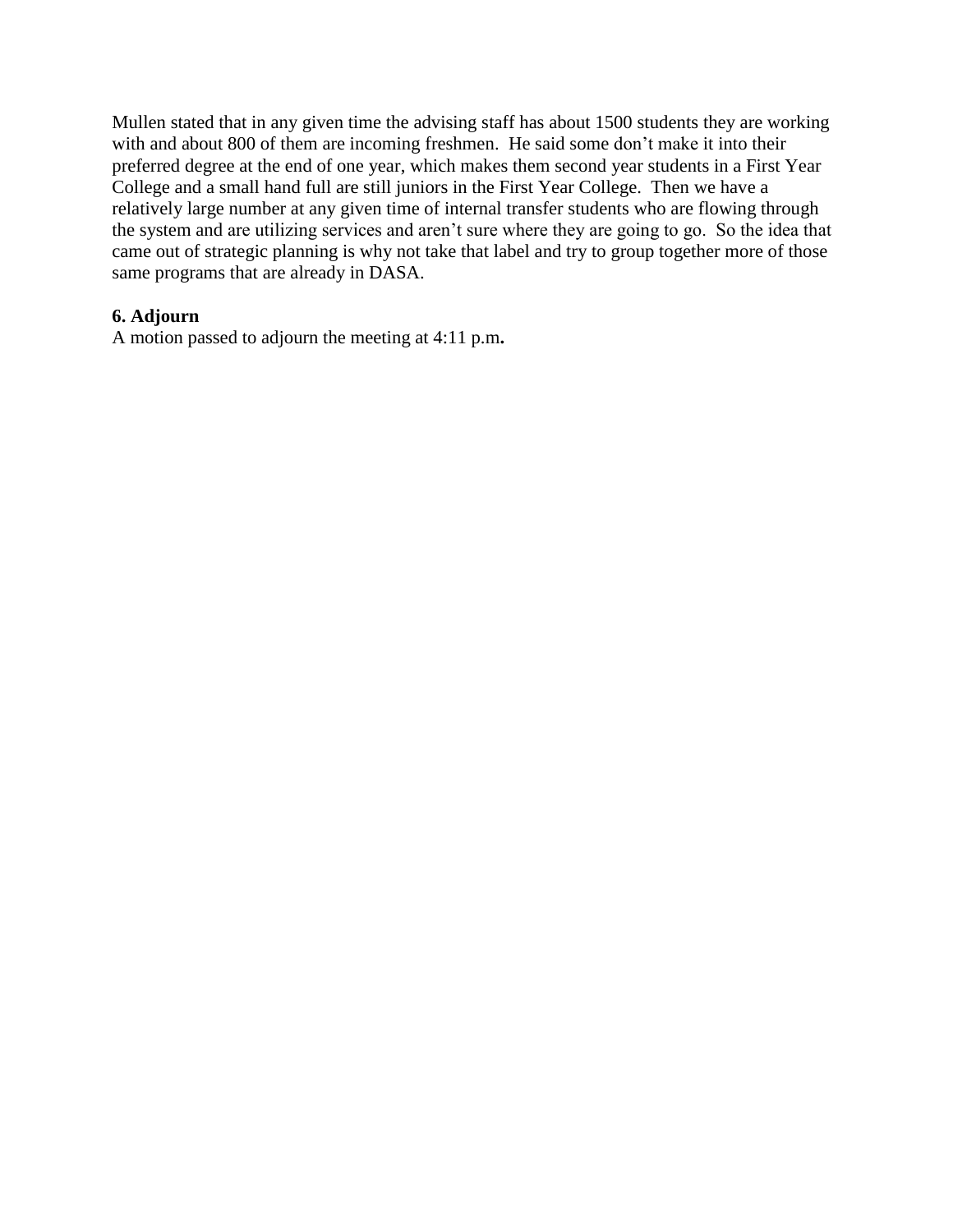Mullen stated that in any given time the advising staff has about 1500 students they are working with and about 800 of them are incoming freshmen. He said some don't make it into their preferred degree at the end of one year, which makes them second year students in a First Year College and a small hand full are still juniors in the First Year College. Then we have a relatively large number at any given time of internal transfer students who are flowing through the system and are utilizing services and aren't sure where they are going to go. So the idea that came out of strategic planning is why not take that label and try to group together more of those same programs that are already in DASA.

**6. Adjourn**

A motion passed to adjourn the meeting at 4:11 p.m.